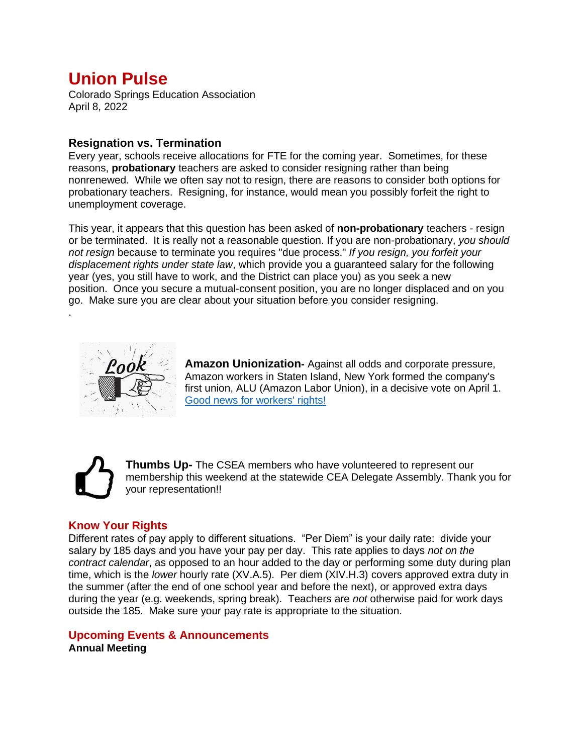# Union Pulse

Colorado Springs Education Association
April 8, 2022

### Resignation vs. Termination

Every year, schools receive allocations for FTE for the coming year. Sometimes, for these reasons, **probationary** teachers are asked to consider resigning rather than being nonrenewed. While we often say not to resign, there are reasons to consider both options for probationary teachers. Resigning, for instance, would mean you possibly forfeit the right to unemployment coverage.

This year, it appears that this question has been asked of **non-probationary** teachers - resign or be terminated. It is really not a reasonable question. If you are non-probationary, *you should not resign* because to terminate you requires "due process." *If you resign, you forfeit your displacement rights under state law*, which provide you a guaranteed salary for the following year (yes, you still have to work, and the District can place you) as you seek a new position. Once you secure a mutual-consent position, you are no longer displaced and on you go. Make sure you are clear about your situation before you consider resigning.

.

**Amazon Unionization-** Against all odds and corporate pressure, Amazon workers in Staten Island, New York formed the company's first union, ALU (Amazon Labor Union), in a decisive vote on April 1. Good news for workers' rights!

**Thumbs Up-** The CSEA members who have volunteered to represent our membership this weekend at the statewide CEA Delegate Assembly. Thank you for your representation!!

## Know Your Rights

Different rates of pay apply to different situations. "Per Diem" is your daily rate: divide your salary by 185 days and you have your pay per day. This rate applies to days *not on the contract calendar*, as opposed to an hour added to the day or performing some duty during plan time, which is the *lower* hourly rate (XV.A.5). Per diem (XIV.H.3) covers approved extra duty in the summer (after the end of one school year and before the next), or approved extra days during the year (e.g. weekends, spring break). Teachers are *not* otherwise paid for work days outside the 185. Make sure your pay rate is appropriate to the situation.

## Upcoming Events & Announcements

**Annual Meeting**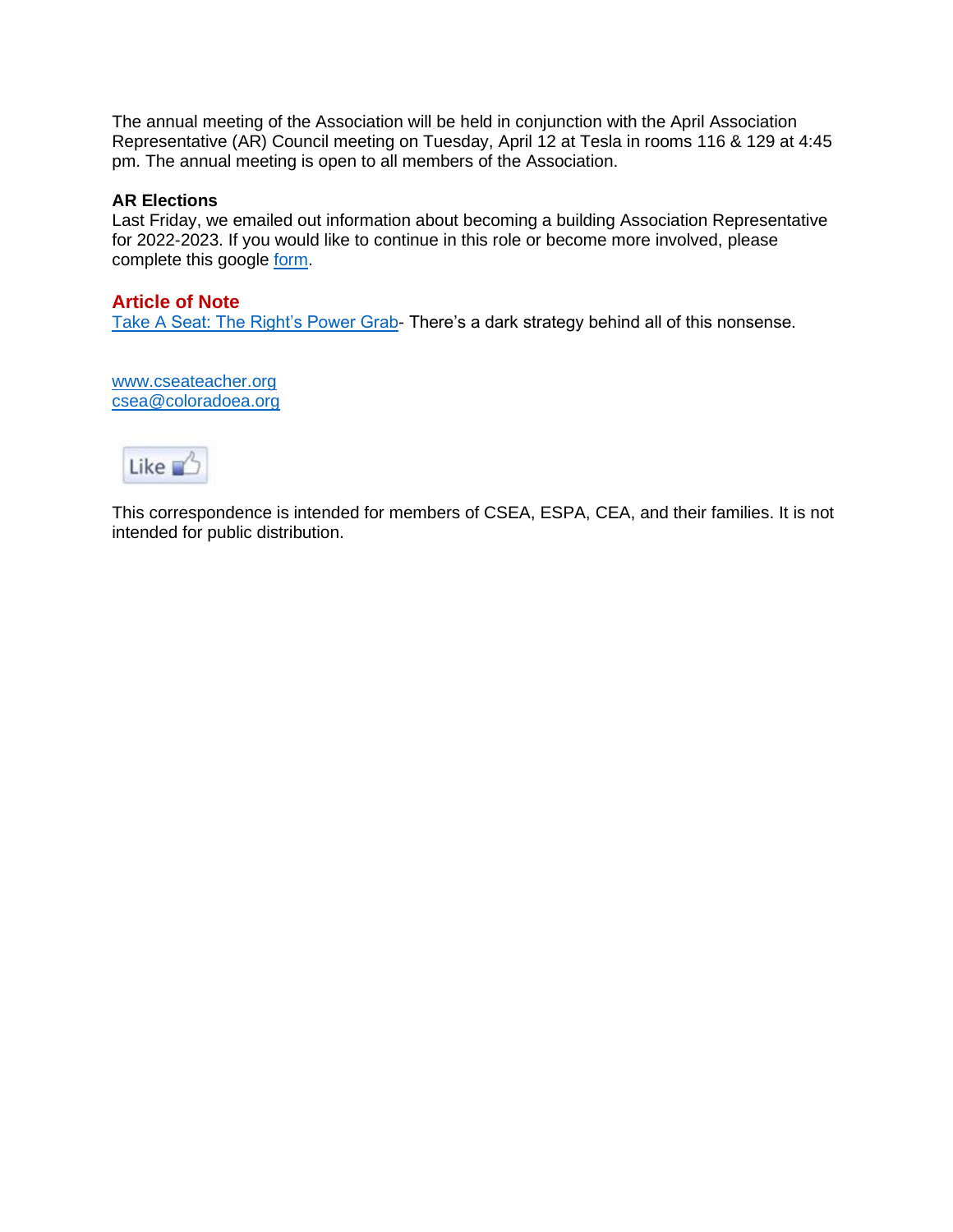The annual meeting of the Association will be held in conjunction with the April Association Representative (AR) Council meeting on Tuesday, April 12 at Tesla in rooms 116 & 129 at 4:45 pm. The annual meeting is open to all members of the Association.

**AR Elections**

Last Friday, we emailed out information about becoming a building Association Representative for 2022-2023. If you would like to continue in this role or become more involved, please complete this google form.

## Article of Note

Take A Seat: The Right's Power Grab- There's a dark strategy behind all of this nonsense.

www.cseateacher.org
csea@coloradoea.org

Like

This correspondence is intended for members of CSEA, ESPA, CEA, and their families. It is not intended for public distribution.